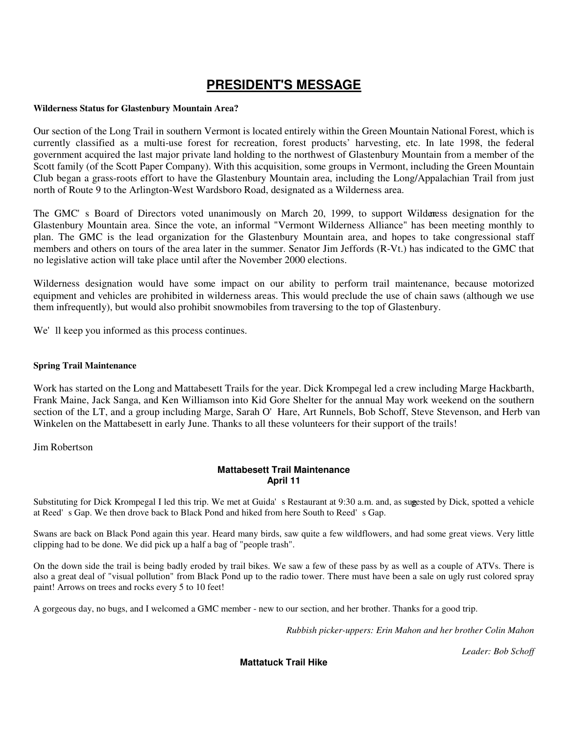# PRESIDENT'S MESSAGE

**Wilderness Status for Glastenbury Mountain Area?**

Our section of the Long Trail in southern Vermont is located entirely within the Green Mountain National Forest, which is currently classified as a multi-use forest for recreation, forest products' harvesting, etc. In late 1998, the federal government acquired the last major private land holding to the northwest of Glastenbury Mountain from a member of the Scott family (of the Scott Paper Company). With this acquisition, some groups in Vermont, including the Green Mountain Club began a grass-roots effort to have the Glastenbury Mountain area, including the Long/Appalachian Trail from just north of Route 9 to the Arlington-West Wardsboro Road, designated as a Wilderness area.

The GMC's Board of Directors voted unanimously on March 20, 1999, to support Wilderness designation for the Glastenbury Mountain area. Since the vote, an informal "Vermont Wilderness Alliance" has been meeting monthly to plan. The GMC is the lead organization for the Glastenbury Mountain area, and hopes to take congressional staff members and others on tours of the area later in the summer. Senator Jim Jeffords (R-Vt.) has indicated to the GMC that no legislative action will take place until after the November 2000 elections.

Wilderness designation would have some impact on our ability to perform trail maintenance, because motorized equipment and vehicles are prohibited in wilderness areas. This would preclude the use of chain saws (although we use them infrequently), but would also prohibit snowmobiles from traversing to the top of Glastenbury.

We'll keep you informed as this process continues.

**Spring Trail Maintenance**

Work has started on the Long and Mattabesett Trails for the year. Dick Krompegal led a crew including Marge Hackbarth, Frank Maine, Jack Sanga, and Ken Williamson into Kid Gore Shelter for the annual May work weekend on the southern section of the LT, and a group including Marge, Sarah O'Hare, Art Runnels, Bob Schoff, Steve Stevenson, and Herb van Winkelen on the Mattabesett in early June. Thanks to all these volunteers for their support of the trails!

Jim Robertson

## Mattabesett Trail Maintenance
## April 11

Substituting for Dick Krompegal I led this trip. We met at Guida's Restaurant at 9:30 a.m. and, as suggested by Dick, spotted a vehicle at Reed's Gap. We then drove back to Black Pond and hiked from here South to Reed's Gap.

Swans are back on Black Pond again this year. Heard many birds, saw quite a few wildflowers, and had some great views. Very little clipping had to be done. We did pick up a half a bag of "people trash".

On the down side the trail is being badly eroded by trail bikes. We saw a few of these pass by as well as a couple of ATVs. There is also a great deal of "visual pollution" from Black Pond up to the radio tower. There must have been a sale on ugly rust colored spray paint! Arrows on trees and rocks every 5 to 10 feet!

A gorgeous day, no bugs, and I welcomed a GMC member - new to our section, and her brother. Thanks for a good trip.

*Rubbish picker-uppers: Erin Mahon and her brother Colin Mahon*

*Leader: Bob Schoff*

## Mattatuck Trail Hike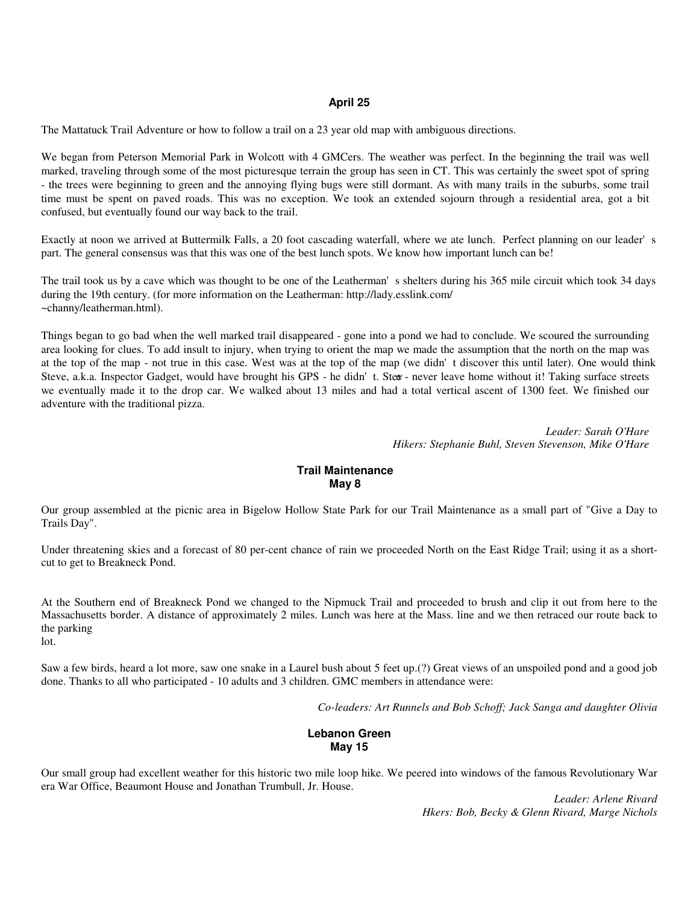## April 25

The Mattatuck Trail Adventure or how to follow a trail on a 23 year old map with ambiguous directions.

We began from Peterson Memorial Park in Wolcott with 4 GMCers. The weather was perfect. In the beginning the trail was well marked, traveling through some of the most picturesque terrain the group has seen in CT. This was certainly the sweet spot of spring - the trees were beginning to green and the annoying flying bugs were still dormant. As with many trails in the suburbs, some trail time must be spent on paved roads. This was no exception. We took an extended sojourn through a residential area, got a bit confused, but eventually found our way back to the trail.

Exactly at noon we arrived at Buttermilk Falls, a 20 foot cascading waterfall, where we ate lunch. Perfect planning on our leader's part. The general consensus was that this was one of the best lunch spots. We know how important lunch can be!

The trail took us by a cave which was thought to be one of the Leatherman's shelters during his 365 mile circuit which took 34 days during the 19th century. (for more information on the Leatherman: http://lady.esslink.com/~channy/leatherman.html).

Things began to go bad when the well marked trail disappeared - gone into a pond we had to conclude. We scoured the surrounding area looking for clues. To add insult to injury, when trying to orient the map we made the assumption that the north on the map was at the top of the map - not true in this case. West was at the top of the map (we didn't discover this until later). One would think Steve, a.k.a. Inspector Gadget, would have brought his GPS - he didn't. Steve - never leave home without it! Taking surface streets we eventually made it to the drop car. We walked about 13 miles and had a total vertical ascent of 1300 feet. We finished our adventure with the traditional pizza.

*Leader: Sarah O'Hare*
*Hikers: Stephanie Buhl, Steven Stevenson, Mike O'Hare*

## Trail Maintenance
## May 8

Our group assembled at the picnic area in Bigelow Hollow State Park for our Trail Maintenance as a small part of "Give a Day to Trails Day".

Under threatening skies and a forecast of 80 per-cent chance of rain we proceeded North on the East Ridge Trail; using it as a short-cut to get to Breakneck Pond.

At the Southern end of Breakneck Pond we changed to the Nipmuck Trail and proceeded to brush and clip it out from here to the Massachusetts border. A distance of approximately 2 miles. Lunch was here at the Mass. line and we then retraced our route back to the parking lot.

Saw a few birds, heard a lot more, saw one snake in a Laurel bush about 5 feet up.(?) Great views of an unspoiled pond and a good job done. Thanks to all who participated - 10 adults and 3 children. GMC members in attendance were:

*Co-leaders: Art Runnels and Bob Schoff; Jack Sanga and daughter Olivia*

## Lebanon Green
## May 15

Our small group had excellent weather for this historic two mile loop hike. We peered into windows of the famous Revolutionary War era War Office, Beaumont House and Jonathan Trumbull, Jr. House.

*Leader: Arlene Rivard*
*Hkers: Bob, Becky & Glenn Rivard, Marge Nichols*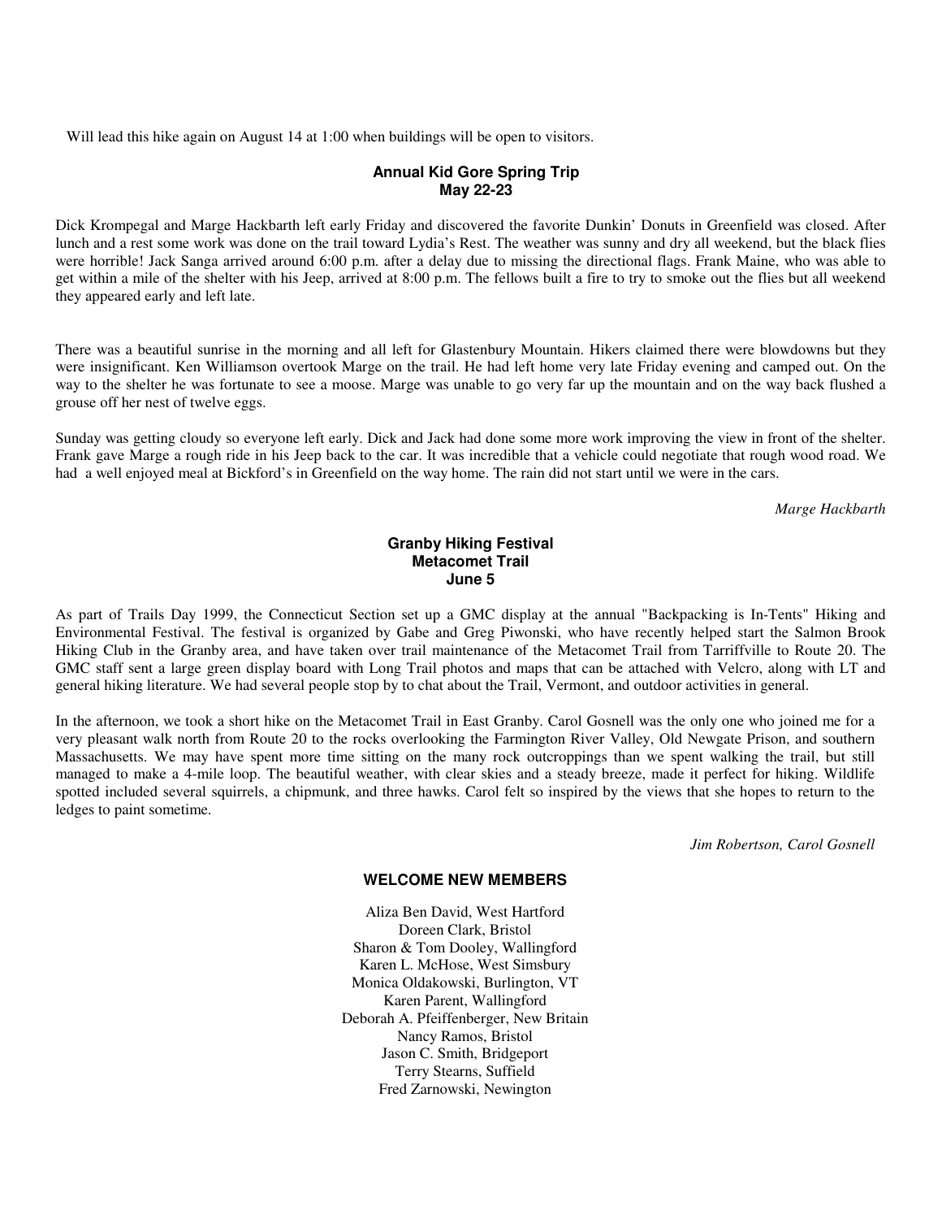Will lead this hike again on August 14 at 1:00 when buildings will be open to visitors.

### Annual Kid Gore Spring Trip
### May 22-23

Dick Krompegal and Marge Hackbarth left early Friday and discovered the favorite Dunkin' Donuts in Greenfield was closed. After lunch and a rest some work was done on the trail toward Lydia's Rest. The weather was sunny and dry all weekend, but the black flies were horrible! Jack Sanga arrived around 6:00 p.m. after a delay due to missing the directional flags. Frank Maine, who was able to get within a mile of the shelter with his Jeep, arrived at 8:00 p.m. The fellows built a fire to try to smoke out the flies but all weekend they appeared early and left late.

There was a beautiful sunrise in the morning and all left for Glastenbury Mountain. Hikers claimed there were blowdowns but they were insignificant. Ken Williamson overtook Marge on the trail. He had left home very late Friday evening and camped out. On the way to the shelter he was fortunate to see a moose. Marge was unable to go very far up the mountain and on the way back flushed a grouse off her nest of twelve eggs.

Sunday was getting cloudy so everyone left early. Dick and Jack had done some more work improving the view in front of the shelter. Frank gave Marge a rough ride in his Jeep back to the car. It was incredible that a vehicle could negotiate that rough wood road. We had a well enjoyed meal at Bickford's in Greenfield on the way home. The rain did not start until we were in the cars.

*Marge Hackbarth*

### Granby Hiking Festival
### Metacomet Trail
### June 5

As part of Trails Day 1999, the Connecticut Section set up a GMC display at the annual "Backpacking is In-Tents" Hiking and Environmental Festival. The festival is organized by Gabe and Greg Piwonski, who have recently helped start the Salmon Brook Hiking Club in the Granby area, and have taken over trail maintenance of the Metacomet Trail from Tarriffville to Route 20. The GMC staff sent a large green display board with Long Trail photos and maps that can be attached with Velcro, along with LT and general hiking literature. We had several people stop by to chat about the Trail, Vermont, and outdoor activities in general.

In the afternoon, we took a short hike on the Metacomet Trail in East Granby. Carol Gosnell was the only one who joined me for a very pleasant walk north from Route 20 to the rocks overlooking the Farmington River Valley, Old Newgate Prison, and southern Massachusetts. We may have spent more time sitting on the many rock outcroppings than we spent walking the trail, but still managed to make a 4-mile loop. The beautiful weather, with clear skies and a steady breeze, made it perfect for hiking. Wildlife spotted included several squirrels, a chipmunk, and three hawks. Carol felt so inspired by the views that she hopes to return to the ledges to paint sometime.

*Jim Robertson, Carol Gosnell*

### WELCOME NEW MEMBERS

Aliza Ben David, West Hartford
Doreen Clark, Bristol
Sharon & Tom Dooley, Wallingford
Karen L. McHose, West Simsbury
Monica Oldakowski, Burlington, VT
Karen Parent, Wallingford
Deborah A. Pfeiffenberger, New Britain
Nancy Ramos, Bristol
Jason C. Smith, Bridgeport
Terry Stearns, Suffield
Fred Zarnowski, Newington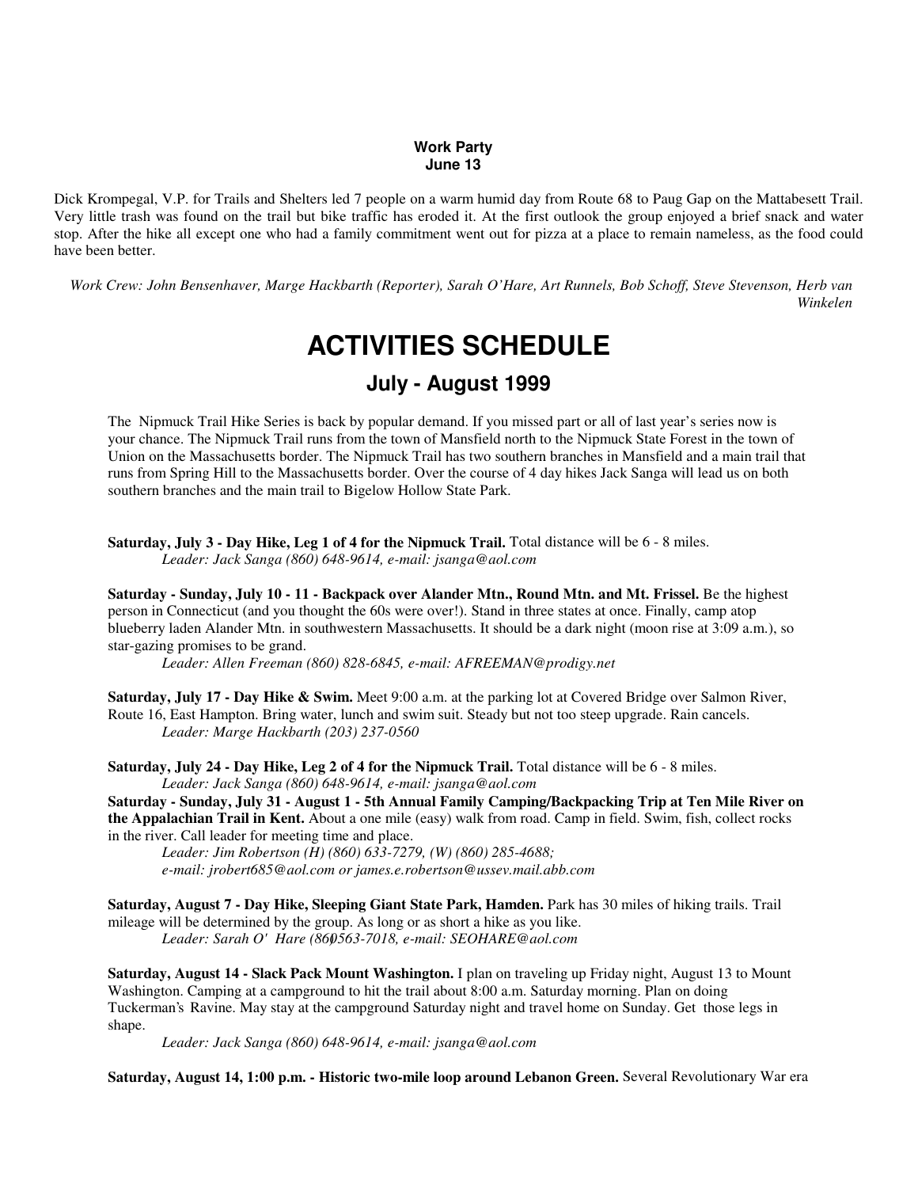**Work Party**
**June 13**

Dick Krompegal, V.P. for Trails and Shelters led 7 people on a warm humid day from Route 68 to Paug Gap on the Mattabesett Trail. Very little trash was found on the trail but bike traffic has eroded it. At the first outlook the group enjoyed a brief snack and water stop. After the hike all except one who had a family commitment went out for pizza at a place to remain nameless, as the food could have been better.

*Work Crew: John Bensenhaver, Marge Hackbarth (Reporter), Sarah O'Hare, Art Runnels, Bob Schoff, Steve Stevenson, Herb van Winkelen*

# ACTIVITIES SCHEDULE

## July - August 1999

The Nipmuck Trail Hike Series is back by popular demand. If you missed part or all of last year's series now is your chance. The Nipmuck Trail runs from the town of Mansfield north to the Nipmuck State Forest in the town of Union on the Massachusetts border. The Nipmuck Trail has two southern branches in Mansfield and a main trail that runs from Spring Hill to the Massachusetts border. Over the course of 4 day hikes Jack Sanga will lead us on both southern branches and the main trail to Bigelow Hollow State Park.

**Saturday, July 3 - Day Hike, Leg 1 of 4 for the Nipmuck Trail.** Total distance will be 6 - 8 miles.
*Leader: Jack Sanga (860) 648-9614, e-mail: jsanga@aol.com*

**Saturday - Sunday, July 10 - 11 - Backpack over Alander Mtn., Round Mtn. and Mt. Frissel.** Be the highest person in Connecticut (and you thought the 60s were over!). Stand in three states at once. Finally, camp atop blueberry laden Alander Mtn. in southwestern Massachusetts. It should be a dark night (moon rise at 3:09 a.m.), so star-gazing promises to be grand.
*Leader: Allen Freeman (860) 828-6845, e-mail: AFREEMAN@prodigy.net*

**Saturday, July 17 - Day Hike & Swim.** Meet 9:00 a.m. at the parking lot at Covered Bridge over Salmon River, Route 16, East Hampton. Bring water, lunch and swim suit. Steady but not too steep upgrade. Rain cancels.
*Leader: Marge Hackbarth (203) 237-0560*

**Saturday, July 24 - Day Hike, Leg 2 of 4 for the Nipmuck Trail.** Total distance will be 6 - 8 miles.
*Leader: Jack Sanga (860) 648-9614, e-mail: jsanga@aol.com*

**Saturday - Sunday, July 31 - August 1 - 5th Annual Family Camping/Backpacking Trip at Ten Mile River on the Appalachian Trail in Kent.** About a one mile (easy) walk from road. Camp in field. Swim, fish, collect rocks in the river. Call leader for meeting time and place.
*Leader: Jim Robertson (H) (860) 633-7279, (W) (860) 285-4688;*
*e-mail: jrobert685@aol.com or james.e.robertson@ussev.mail.abb.com*

**Saturday, August 7 - Day Hike, Sleeping Giant State Park, Hamden.** Park has 30 miles of hiking trails. Trail mileage will be determined by the group. As long or as short a hike as you like.
*Leader: Sarah O' Hare (860) 563-7018, e-mail: SEOHARE@aol.com*

**Saturday, August 14 - Slack Pack Mount Washington.** I plan on traveling up Friday night, August 13 to Mount Washington. Camping at a campground to hit the trail about 8:00 a.m. Saturday morning. Plan on doing Tuckerman's Ravine. May stay at the campground Saturday night and travel home on Sunday. Get those legs in shape.
*Leader: Jack Sanga (860) 648-9614, e-mail: jsanga@aol.com*

**Saturday, August 14, 1:00 p.m. - Historic two-mile loop around Lebanon Green.** Several Revolutionary War era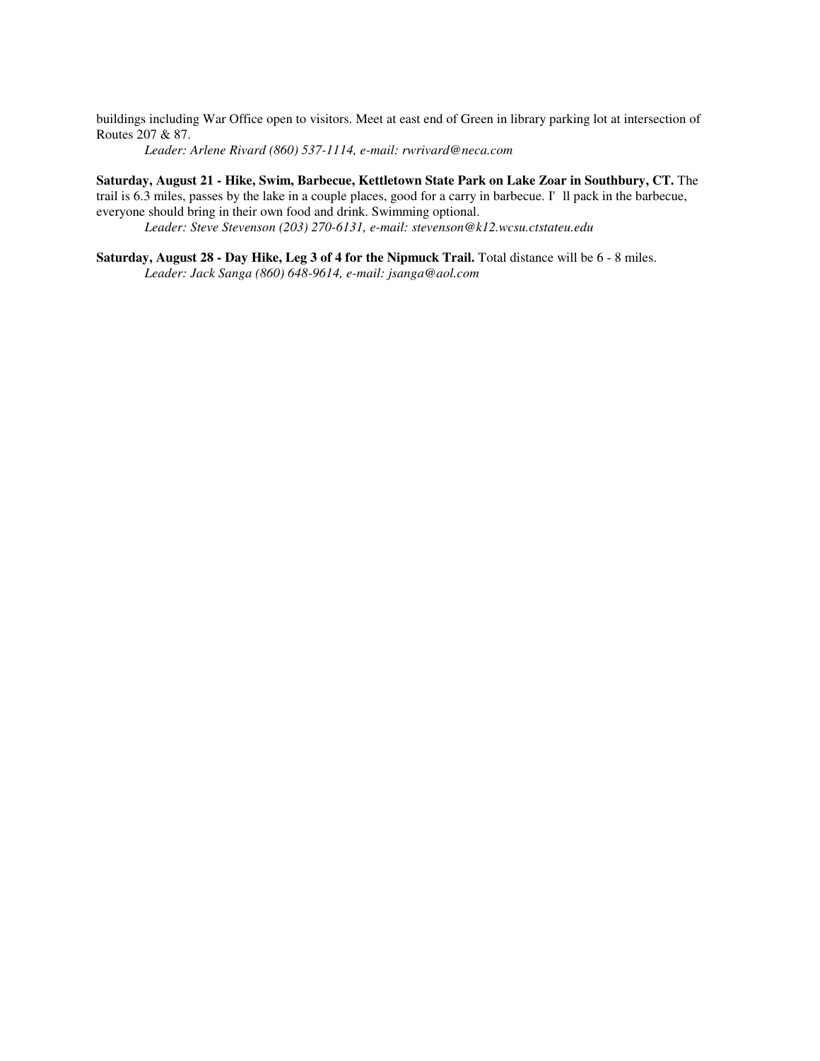buildings including War Office open to visitors. Meet at east end of Green in library parking lot at intersection of Routes 207 & 87.

*Leader: Arlene Rivard (860) 537-1114, e-mail: rwrivard@neca.com*

**Saturday, August 21 - Hike, Swim, Barbecue, Kettletown State Park on Lake Zoar in Southbury, CT.** The trail is 6.3 miles, passes by the lake in a couple places, good for a carry in barbecue. I' ll pack in the barbecue, everyone should bring in their own food and drink. Swimming optional.

*Leader: Steve Stevenson (203) 270-6131, e-mail: stevenson@k12.wcsu.ctstateu.edu*

**Saturday, August 28 - Day Hike, Leg 3 of 4 for the Nipmuck Trail.** Total distance will be 6 - 8 miles.

*Leader: Jack Sanga (860) 648-9614, e-mail: jsanga@aol.com*